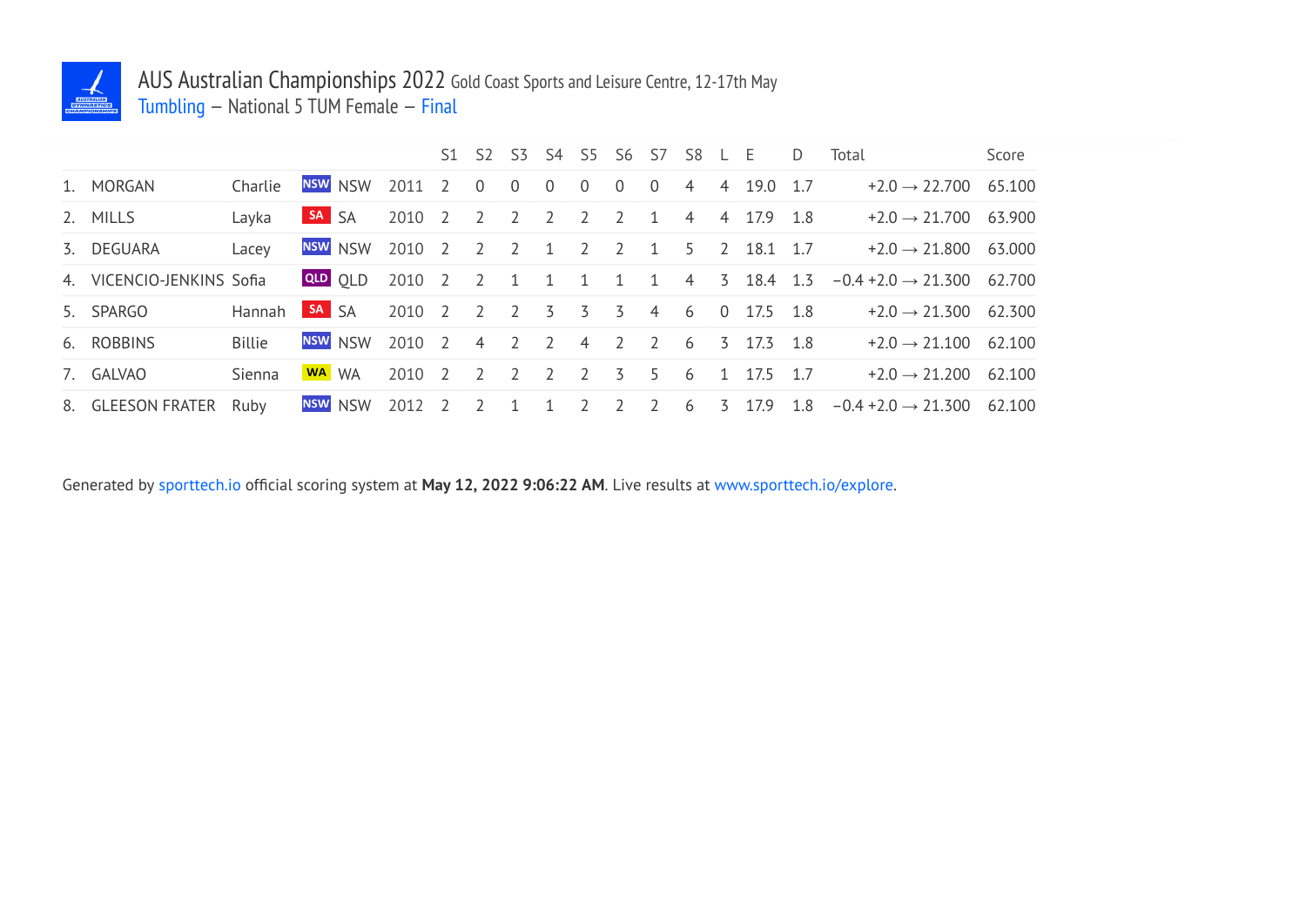# AUS Australian Championships 2022 Gold Coast Sports and Leisure Centre, 12-17th May

## Tumbling – National 5 TUM Female – Final

| | | | | | S1 | S2 | S3 | S4 | S5 | S6 | S7 | S8 | L | E | D | Total | Score |
|---|---|---|---|---|---|---|---|---|---|---|---|---|---|---|---|---|---|
| 1. | MORGAN | Charlie | NSW | 2011 | 2 | 0 | 0 | 0 | 0 | 0 | 0 | 4 | 4 | 19.0 | 1.7 | +2.0 → 22.700 | 65.100 |
| 2. | MILLS | Layka | SA | 2010 | 2 | 2 | 2 | 2 | 2 | 2 | 1 | 4 | 4 | 17.9 | 1.8 | +2.0 → 21.700 | 63.900 |
| 3. | DEGUARA | Lacey | NSW | 2010 | 2 | 2 | 2 | 1 | 2 | 2 | 1 | 5 | 2 | 18.1 | 1.7 | +2.0 → 21.800 | 63.000 |
| 4. | VICENCIO-JENKINS | Sofia | QLD | 2010 | 2 | 2 | 1 | 1 | 1 | 1 | 1 | 4 | 3 | 18.4 | 1.3 | −0.4 +2.0 → 21.300 | 62.700 |
| 5. | SPARGO | Hannah | SA | 2010 | 2 | 2 | 2 | 3 | 3 | 3 | 4 | 6 | 0 | 17.5 | 1.8 | +2.0 → 21.300 | 62.300 |
| 6. | ROBBINS | Billie | NSW | 2010 | 2 | 4 | 2 | 2 | 4 | 2 | 2 | 6 | 3 | 17.3 | 1.8 | +2.0 → 21.100 | 62.100 |
| 7. | GALVAO | Sienna | WA | 2010 | 2 | 2 | 2 | 2 | 2 | 3 | 5 | 6 | 1 | 17.5 | 1.7 | +2.0 → 21.200 | 62.100 |
| 8. | GLEESON FRATER | Ruby | NSW | 2012 | 2 | 2 | 1 | 1 | 2 | 2 | 2 | 6 | 3 | 17.9 | 1.8 | −0.4 +2.0 → 21.300 | 62.100 |

Generated by sporttech.io official scoring system at **May 12, 2022 9:06:22 AM**. Live results at www.sporttech.io/explore.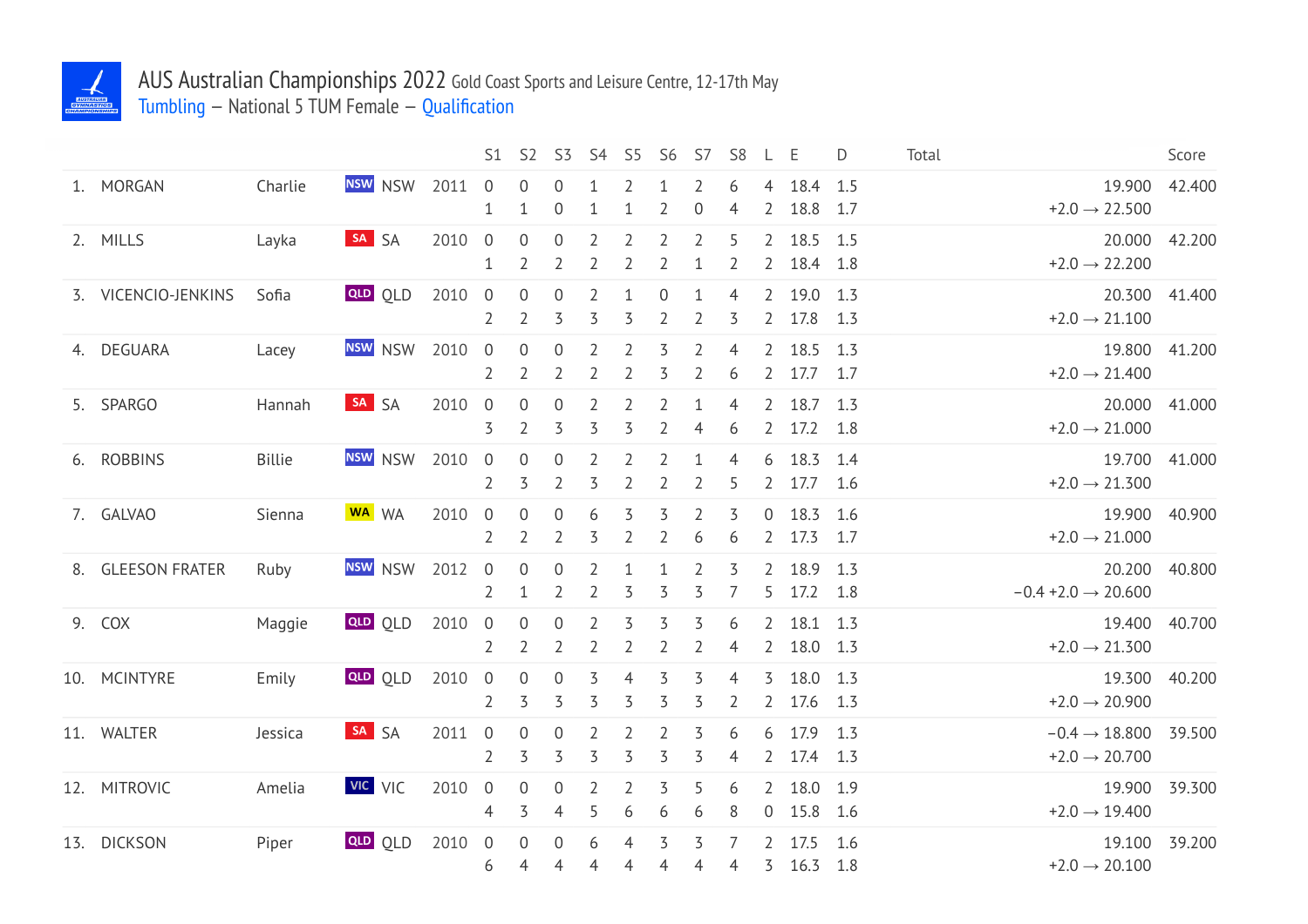# AUS Australian Championships 2022 Gold Coast Sports and Leisure Centre, 12-17th May

Tumbling – National 5 TUM Female – Qualification

| | | | | | S1 | S2 | S3 | S4 | S5 | S6 | S7 | S8 | L | E | D | Total | Score |
|---|---|---|---|---|---|---|---|---|---|---|---|---|---|---|---|---|---|
| 1. | MORGAN | Charlie | NSW | 2011 | 0 | 0 | 0 | 1 | 2 | 1 | 2 | 6 | 4 | 18.4 | 1.5 | 19.900 | 42.400 |
| | | | | | 1 | 1 | 0 | 1 | 1 | 2 | 0 | 4 | 2 | 18.8 | 1.7 | +2.0 → 22.500 | |
| 2. | MILLS | Layka | SA | 2010 | 0 | 0 | 0 | 2 | 2 | 2 | 2 | 5 | 2 | 18.5 | 1.5 | 20.000 | 42.200 |
| | | | | | 1 | 2 | 2 | 2 | 2 | 2 | 1 | 2 | 2 | 18.4 | 1.8 | +2.0 → 22.200 | |
| 3. | VICENCIO-JENKINS | Sofia | QLD | 2010 | 0 | 0 | 0 | 2 | 1 | 0 | 1 | 4 | 2 | 19.0 | 1.3 | 20.300 | 41.400 |
| | | | | | 2 | 2 | 3 | 3 | 3 | 2 | 2 | 3 | 2 | 17.8 | 1.3 | +2.0 → 21.100 | |
| 4. | DEGUARA | Lacey | NSW | 2010 | 0 | 0 | 0 | 2 | 2 | 3 | 2 | 4 | 2 | 18.5 | 1.3 | 19.800 | 41.200 |
| | | | | | 2 | 2 | 2 | 2 | 2 | 3 | 2 | 6 | 2 | 17.7 | 1.7 | +2.0 → 21.400 | |
| 5. | SPARGO | Hannah | SA | 2010 | 0 | 0 | 0 | 2 | 2 | 2 | 1 | 4 | 2 | 18.7 | 1.3 | 20.000 | 41.000 |
| | | | | | 3 | 2 | 3 | 3 | 3 | 2 | 4 | 6 | 2 | 17.2 | 1.8 | +2.0 → 21.000 | |
| 6. | ROBBINS | Billie | NSW | 2010 | 0 | 0 | 0 | 2 | 2 | 2 | 1 | 4 | 6 | 18.3 | 1.4 | 19.700 | 41.000 |
| | | | | | 2 | 3 | 2 | 3 | 2 | 2 | 2 | 5 | 2 | 17.7 | 1.6 | +2.0 → 21.300 | |
| 7. | GALVAO | Sienna | WA | 2010 | 0 | 0 | 0 | 6 | 3 | 3 | 2 | 3 | 0 | 18.3 | 1.6 | 19.900 | 40.900 |
| | | | | | 2 | 2 | 2 | 3 | 2 | 2 | 6 | 6 | 2 | 17.3 | 1.7 | +2.0 → 21.000 | |
| 8. | GLEESON FRATER | Ruby | NSW | 2012 | 0 | 0 | 0 | 2 | 1 | 1 | 2 | 3 | 2 | 18.9 | 1.3 | 20.200 | 40.800 |
| | | | | | 2 | 1 | 2 | 2 | 3 | 3 | 3 | 7 | 5 | 17.2 | 1.8 | −0.4 +2.0 → 20.600 | |
| 9. | COX | Maggie | QLD | 2010 | 0 | 0 | 0 | 2 | 3 | 3 | 3 | 6 | 2 | 18.1 | 1.3 | 19.400 | 40.700 |
| | | | | | 2 | 2 | 2 | 2 | 2 | 2 | 2 | 4 | 2 | 18.0 | 1.3 | +2.0 → 21.300 | |
| 10. | MCINTYRE | Emily | QLD | 2010 | 0 | 0 | 0 | 3 | 4 | 3 | 3 | 4 | 3 | 18.0 | 1.3 | 19.300 | 40.200 |
| | | | | | 2 | 3 | 3 | 3 | 3 | 3 | 3 | 2 | 2 | 17.6 | 1.3 | +2.0 → 20.900 | |
| 11. | WALTER | Jessica | SA | 2011 | 0 | 0 | 0 | 2 | 2 | 2 | 3 | 6 | 6 | 17.9 | 1.3 | −0.4 → 18.800 | 39.500 |
| | | | | | 2 | 3 | 3 | 3 | 3 | 3 | 3 | 4 | 2 | 17.4 | 1.3 | +2.0 → 20.700 | |
| 12. | MITROVIC | Amelia | VIC | 2010 | 0 | 0 | 0 | 2 | 2 | 3 | 5 | 6 | 2 | 18.0 | 1.9 | 19.900 | 39.300 |
| | | | | | 4 | 3 | 4 | 5 | 6 | 6 | 6 | 8 | 0 | 15.8 | 1.6 | +2.0 → 19.400 | |
| 13. | DICKSON | Piper | QLD | 2010 | 0 | 0 | 0 | 6 | 4 | 3 | 3 | 7 | 2 | 17.5 | 1.6 | 19.100 | 39.200 |
| | | | | | 6 | 4 | 4 | 4 | 4 | 4 | 4 | 4 | 3 | 16.3 | 1.8 | +2.0 → 20.100 | |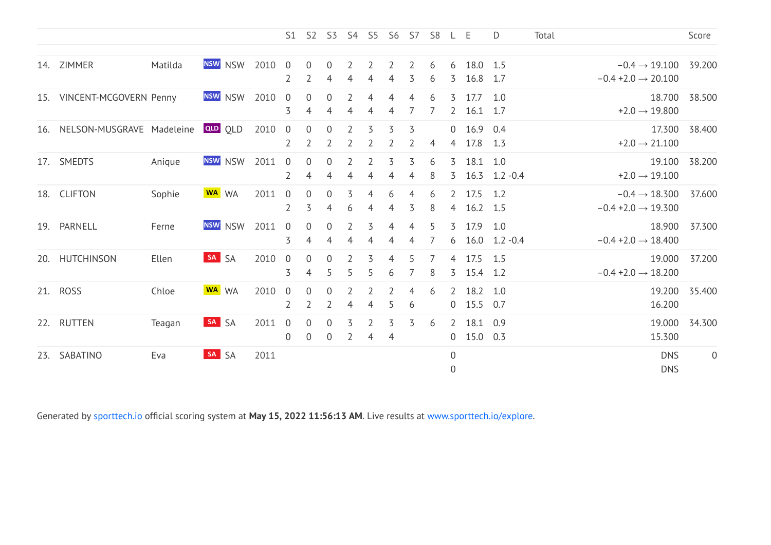| | | | | | | S1 | S2 | S3 | S4 | S5 | S6 | S7 | S8 | L | E | D | Total | Score |
|---|---|---|---|---|---|---|---|---|---|---|---|---|---|---|---|---|---|---|
| 14. | ZIMMER | Matilda | NSW | NSW | 2010 | 0 | 0 | 0 | 2 | 2 | 2 | 2 | 6 | 6 | 18.0 | 1.5 | −0.4 → 19.100 | 39.200 |
| | | | | | | 2 | 2 | 4 | 4 | 4 | 4 | 3 | 6 | 3 | 16.8 | 1.7 | −0.4 +2.0 → 20.100 | |
| 15. | VINCENT-MCGOVERN | Penny | NSW | NSW | 2010 | 0 | 0 | 0 | 2 | 4 | 4 | 4 | 6 | 3 | 17.7 | 1.0 | 18.700 | 38.500 |
| | | | | | | 3 | 4 | 4 | 4 | 4 | 4 | 7 | 7 | 2 | 16.1 | 1.7 | +2.0 → 19.800 | |
| 16. | NELSON-MUSGRAVE | Madeleine | QLD | QLD | 2010 | 0 | 0 | 0 | 2 | 3 | 3 | 3 | | 0 | 16.9 | 0.4 | 17.300 | 38.400 |
| | | | | | | 2 | 2 | 2 | 2 | 2 | 2 | 2 | 4 | 4 | 17.8 | 1.3 | +2.0 → 21.100 | |
| 17. | SMEDTS | Anique | NSW | NSW | 2011 | 0 | 0 | 0 | 2 | 2 | 3 | 3 | 6 | 3 | 18.1 | 1.0 | 19.100 | 38.200 |
| | | | | | | 2 | 4 | 4 | 4 | 4 | 4 | 4 | 8 | 3 | 16.3 | 1.2 -0.4 | +2.0 → 19.100 | |
| 18. | CLIFTON | Sophie | WA | WA | 2011 | 0 | 0 | 0 | 3 | 4 | 6 | 4 | 6 | 2 | 17.5 | 1.2 | −0.4 → 18.300 | 37.600 |
| | | | | | | 2 | 3 | 4 | 6 | 4 | 4 | 3 | 8 | 4 | 16.2 | 1.5 | −0.4 +2.0 → 19.300 | |
| 19. | PARNELL | Ferne | NSW | NSW | 2011 | 0 | 0 | 0 | 2 | 3 | 4 | 4 | 5 | 3 | 17.9 | 1.0 | 18.900 | 37.300 |
| | | | | | | 3 | 4 | 4 | 4 | 4 | 4 | 4 | 7 | 6 | 16.0 | 1.2 -0.4 | −0.4 +2.0 → 18.400 | |
| 20. | HUTCHINSON | Ellen | SA | SA | 2010 | 0 | 0 | 0 | 2 | 3 | 4 | 5 | 7 | 4 | 17.5 | 1.5 | 19.000 | 37.200 |
| | | | | | | 3 | 4 | 5 | 5 | 5 | 6 | 7 | 8 | 3 | 15.4 | 1.2 | −0.4 +2.0 → 18.200 | |
| 21. | ROSS | Chloe | WA | WA | 2010 | 0 | 0 | 0 | 2 | 2 | 2 | 4 | 6 | 2 | 18.2 | 1.0 | 19.200 | 35.400 |
| | | | | | | 2 | 2 | 2 | 4 | 4 | 5 | 6 | | 0 | 15.5 | 0.7 | 16.200 | |
| 22. | RUTTEN | Teagan | SA | SA | 2011 | 0 | 0 | 0 | 3 | 2 | 3 | 3 | 6 | 2 | 18.1 | 0.9 | 19.000 | 34.300 |
| | | | | | | 0 | 0 | 0 | 2 | 4 | 4 | | | 0 | 15.0 | 0.3 | 15.300 | |
| 23. | SABATINO | Eva | SA | SA | 2011 | | | | | | | | | 0 | | | DNS | 0 |
| | | | | | | | | | | | | | | 0 | | | DNS | |

Generated by sporttech.io official scoring system at **May 15, 2022 11:56:13 AM**. Live results at www.sporttech.io/explore.